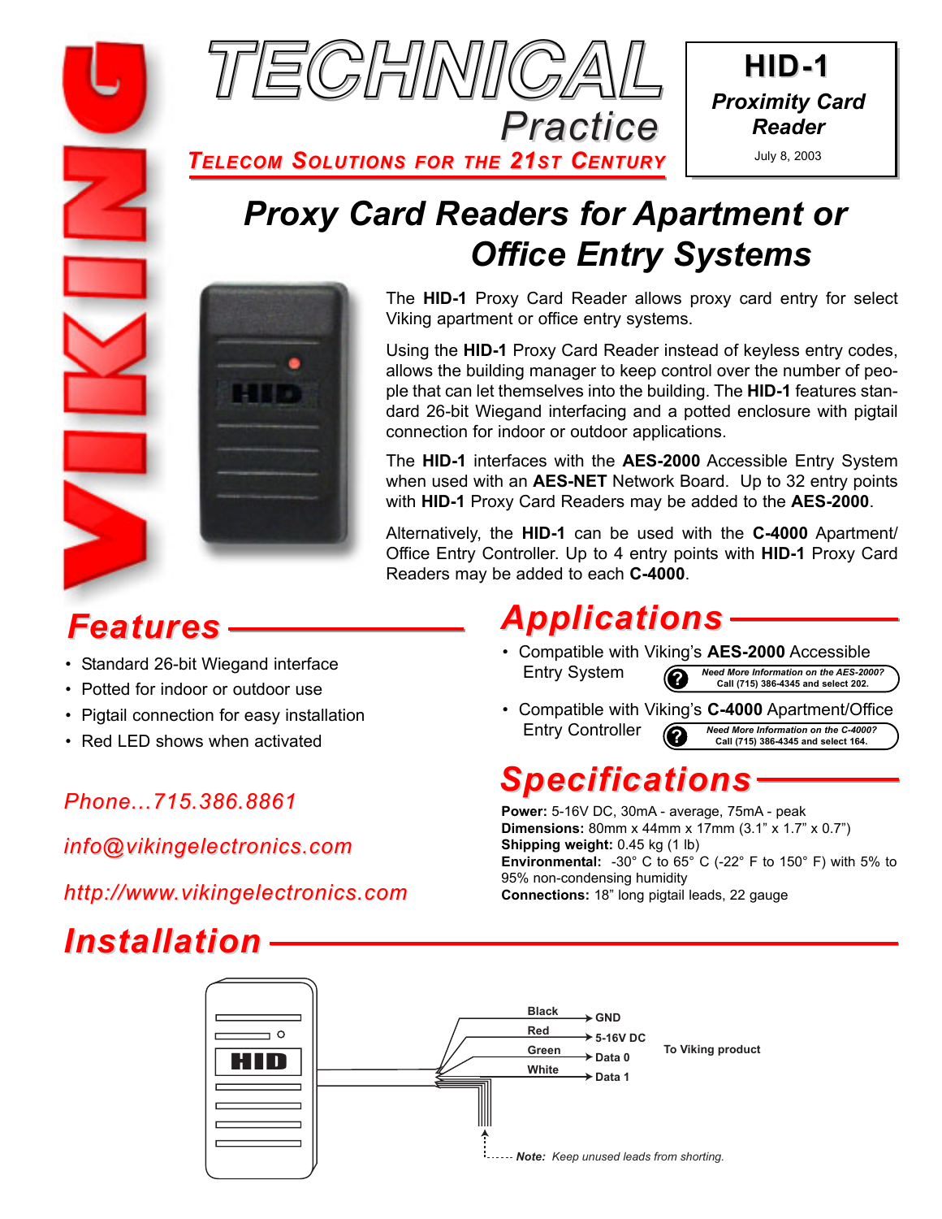# TECHNICAL Practice

TELECOM SOLUTIONS FOR THE 21ST CENTURY

**HID-1**
***Proximity Card Reader***
July 8, 2003

## *Proxy Card Readers for Apartment or Office Entry Systems*

The **HID-1** Proxy Card Reader allows proxy card entry for select Viking apartment or office entry systems.

Using the **HID-1** Proxy Card Reader instead of keyless entry codes, allows the building manager to keep control over the number of people that can let themselves into the building. The **HID-1** features standard 26-bit Wiegand interfacing and a potted enclosure with pigtail connection for indoor or outdoor applications.

The **HID-1** interfaces with the **AES-2000** Accessible Entry System when used with an **AES-NET** Network Board. Up to 32 entry points with **HID-1** Proxy Card Readers may be added to the **AES-2000**.

Alternatively, the **HID-1** can be used with the **C-4000** Apartment/Office Entry Controller. Up to 4 entry points with **HID-1** Proxy Card Readers may be added to each **C-4000**.

## *Features*

- Standard 26-bit Wiegand interface
- Potted for indoor or outdoor use
- Pigtail connection for easy installation
- Red LED shows when activated

*Phone...715.386.8861*

*info@vikingelectronics.com*

*http://www.vikingelectronics.com*

## *Applications*

- Compatible with Viking's **AES-2000** Accessible Entry System
  *Need More Information on the AES-2000?* Call (715) 386-4345 and select 202.
- Compatible with Viking's **C-4000** Apartment/Office Entry Controller
  *Need More Information on the C-4000?* Call (715) 386-4345 and select 164.

## *Specifications*

**Power:** 5-16V DC, 30mA - average, 75mA - peak
**Dimensions:** 80mm x 44mm x 17mm (3.1" x 1.7" x 0.7")
**Shipping weight:** 0.45 kg (1 lb)
**Environmental:** -30° C to 65° C (-22° F to 150° F) with 5% to 95% non-condensing humidity
**Connections:** 18" long pigtail leads, 22 gauge

## *Installation*

HID

- Black → GND
- Red → 5-16V DC
- Green → Data 0
- White → Data 1

To Viking product

***Note:*** *Keep unused leads from shorting.*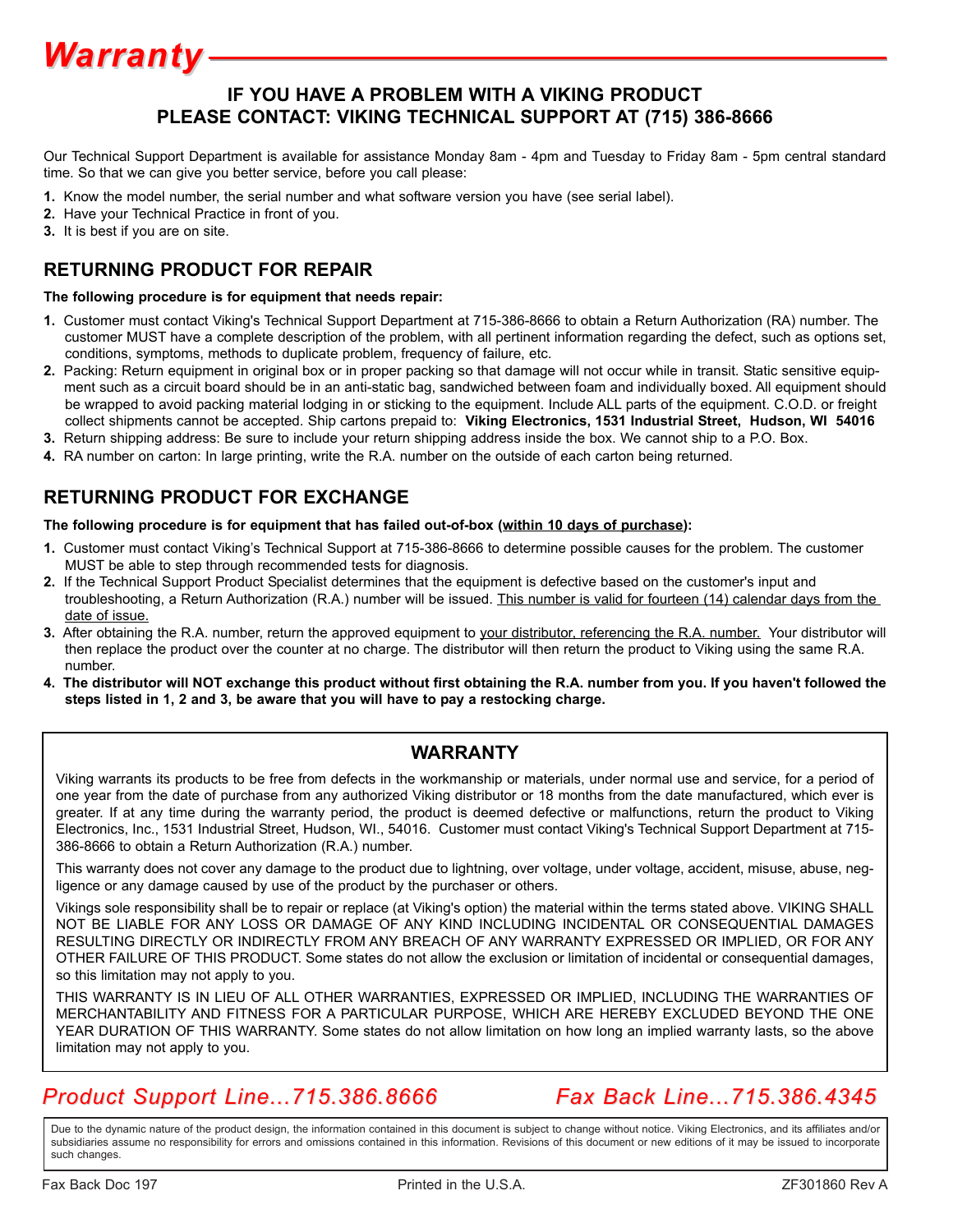# Warranty

**IF YOU HAVE A PROBLEM WITH A VIKING PRODUCT**
**PLEASE CONTACT: VIKING TECHNICAL SUPPORT AT (715) 386-8666**

Our Technical Support Department is available for assistance Monday 8am - 4pm and Tuesday to Friday 8am - 5pm central standard time. So that we can give you better service, before you call please:

1. Know the model number, the serial number and what software version you have (see serial label).
2. Have your Technical Practice in front of you.
3. It is best if you are on site.

## RETURNING PRODUCT FOR REPAIR

**The following procedure is for equipment that needs repair:**

1. Customer must contact Viking's Technical Support Department at 715-386-8666 to obtain a Return Authorization (RA) number. The customer MUST have a complete description of the problem, with all pertinent information regarding the defect, such as options set, conditions, symptoms, methods to duplicate problem, frequency of failure, etc.
2. Packing: Return equipment in original box or in proper packing so that damage will not occur while in transit. Static sensitive equipment such as a circuit board should be in an anti-static bag, sandwiched between foam and individually boxed. All equipment should be wrapped to avoid packing material lodging in or sticking to the equipment. Include ALL parts of the equipment. C.O.D. or freight collect shipments cannot be accepted. Ship cartons prepaid to: **Viking Electronics, 1531 Industrial Street, Hudson, WI 54016**
3. Return shipping address: Be sure to include your return shipping address inside the box. We cannot ship to a P.O. Box.
4. RA number on carton: In large printing, write the R.A. number on the outside of each carton being returned.

## RETURNING PRODUCT FOR EXCHANGE

**The following procedure is for equipment that has failed out-of-box (within 10 days of purchase):**

1. Customer must contact Viking's Technical Support at 715-386-8666 to determine possible causes for the problem. The customer MUST be able to step through recommended tests for diagnosis.
2. If the Technical Support Product Specialist determines that the equipment is defective based on the customer's input and troubleshooting, a Return Authorization (R.A.) number will be issued. This number is valid for fourteen (14) calendar days from the date of issue.
3. After obtaining the R.A. number, return the approved equipment to your distributor, referencing the R.A. number. Your distributor will then replace the product over the counter at no charge. The distributor will then return the product to Viking using the same R.A. number.
4. **The distributor will NOT exchange this product without first obtaining the R.A. number from you. If you haven't followed the steps listed in 1, 2 and 3, be aware that you will have to pay a restocking charge.**

## WARRANTY

Viking warrants its products to be free from defects in the workmanship or materials, under normal use and service, for a period of one year from the date of purchase from any authorized Viking distributor or 18 months from the date manufactured, which ever is greater. If at any time during the warranty period, the product is deemed defective or malfunctions, return the product to Viking Electronics, Inc., 1531 Industrial Street, Hudson, WI., 54016. Customer must contact Viking's Technical Support Department at 715-386-8666 to obtain a Return Authorization (R.A.) number.

This warranty does not cover any damage to the product due to lightning, over voltage, under voltage, accident, misuse, abuse, negligence or any damage caused by use of the product by the purchaser or others.

Vikings sole responsibility shall be to repair or replace (at Viking's option) the material within the terms stated above. VIKING SHALL NOT BE LIABLE FOR ANY LOSS OR DAMAGE OF ANY KIND INCLUDING INCIDENTAL OR CONSEQUENTIAL DAMAGES RESULTING DIRECTLY OR INDIRECTLY FROM ANY BREACH OF ANY WARRANTY EXPRESSED OR IMPLIED, OR FOR ANY OTHER FAILURE OF THIS PRODUCT. Some states do not allow the exclusion or limitation of incidental or consequential damages, so this limitation may not apply to you.

THIS WARRANTY IS IN LIEU OF ALL OTHER WARRANTIES, EXPRESSED OR IMPLIED, INCLUDING THE WARRANTIES OF MERCHANTABILITY AND FITNESS FOR A PARTICULAR PURPOSE, WHICH ARE HEREBY EXCLUDED BEYOND THE ONE YEAR DURATION OF THIS WARRANTY. Some states do not allow limitation on how long an implied warranty lasts, so the above limitation may not apply to you.

*Product Support Line...715.386.8666* *Fax Back Line...715.386.4345*

Due to the dynamic nature of the product design, the information contained in this document is subject to change without notice. Viking Electronics, and its affiliates and/or subsidiaries assume no responsibility for errors and omissions contained in this information. Revisions of this document or new editions of it may be issued to incorporate such changes.

Fax Back Doc 197 Printed in the U.S.A. ZF301860 Rev A